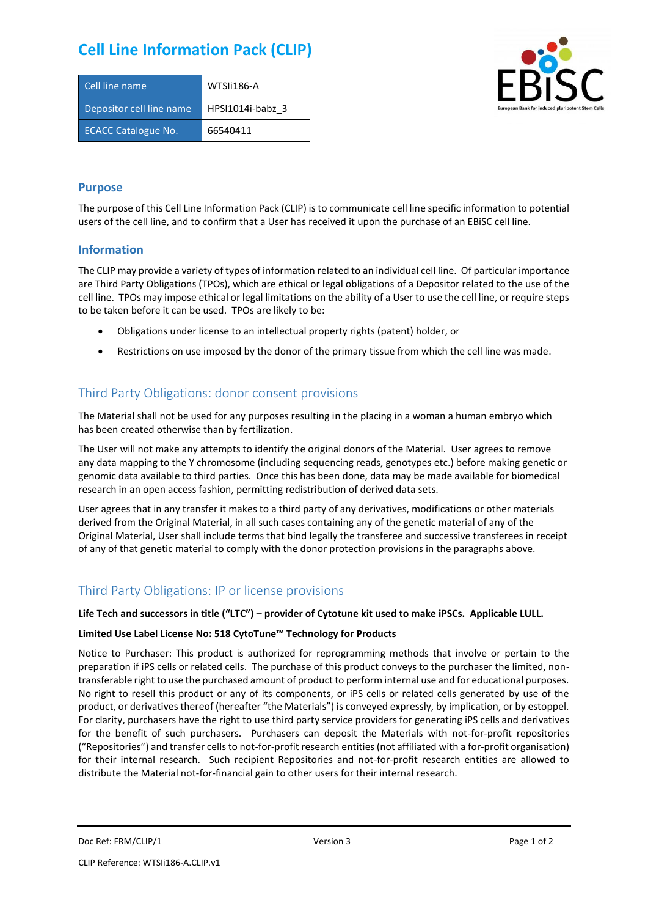# Cell Line Information Pack (CLIP)

| Cell line name | WTSIi186-A |
|---|---|
| Depositor cell line name | HPSI1014i-babz_3 |
| ECACC Catalogue No. | 66540411 |

## Purpose

The purpose of this Cell Line Information Pack (CLIP) is to communicate cell line specific information to potential users of the cell line, and to confirm that a User has received it upon the purchase of an EBiSC cell line.

## Information

The CLIP may provide a variety of types of information related to an individual cell line. Of particular importance are Third Party Obligations (TPOs), which are ethical or legal obligations of a Depositor related to the use of the cell line. TPOs may impose ethical or legal limitations on the ability of a User to use the cell line, or require steps to be taken before it can be used. TPOs are likely to be:

- Obligations under license to an intellectual property rights (patent) holder, or
- Restrictions on use imposed by the donor of the primary tissue from which the cell line was made.

## Third Party Obligations: donor consent provisions

The Material shall not be used for any purposes resulting in the placing in a woman a human embryo which has been created otherwise than by fertilization.

The User will not make any attempts to identify the original donors of the Material. User agrees to remove any data mapping to the Y chromosome (including sequencing reads, genotypes etc.) before making genetic or genomic data available to third parties. Once this has been done, data may be made available for biomedical research in an open access fashion, permitting redistribution of derived data sets.

User agrees that in any transfer it makes to a third party of any derivatives, modifications or other materials derived from the Original Material, in all such cases containing any of the genetic material of any of the Original Material, User shall include terms that bind legally the transferee and successive transferees in receipt of any of that genetic material to comply with the donor protection provisions in the paragraphs above.

## Third Party Obligations: IP or license provisions

**Life Tech and successors in title ("LTC") – provider of Cytotune kit used to make iPSCs. Applicable LULL.**

**Limited Use Label License No: 518 CytoTune™ Technology for Products**

Notice to Purchaser: This product is authorized for reprogramming methods that involve or pertain to the preparation if iPS cells or related cells. The purchase of this product conveys to the purchaser the limited, non-transferable right to use the purchased amount of product to perform internal use and for educational purposes. No right to resell this product or any of its components, or iPS cells or related cells generated by use of the product, or derivatives thereof (hereafter "the Materials") is conveyed expressly, by implication, or by estoppel. For clarity, purchasers have the right to use third party service providers for generating iPS cells and derivatives for the benefit of such purchasers. Purchasers can deposit the Materials with not-for-profit repositories ("Repositories") and transfer cells to not-for-profit research entities (not affiliated with a for-profit organisation) for their internal research. Such recipient Repositories and not-for-profit research entities are allowed to distribute the Material not-for-financial gain to other users for their internal research.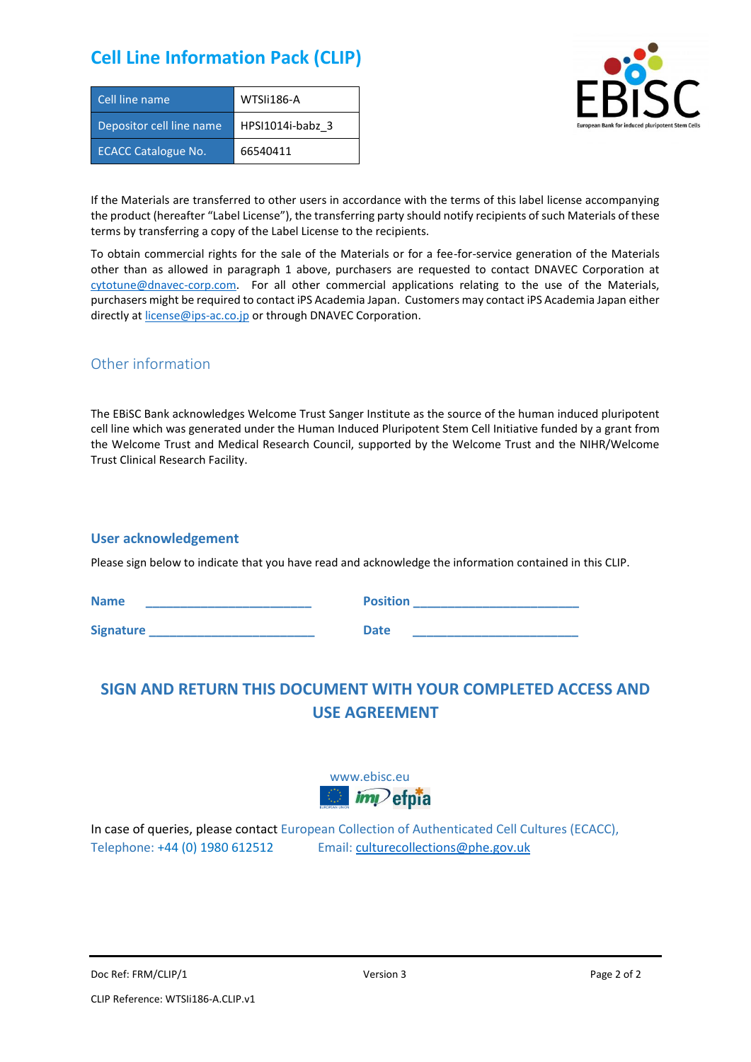# Cell Line Information Pack (CLIP)

| | |
|---|---|
| Cell line name | WTSIi186-A |
| Depositor cell line name | HPSI1014i-babz_3 |
| ECACC Catalogue No. | 66540411 |

If the Materials are transferred to other users in accordance with the terms of this label license accompanying the product (hereafter "Label License"), the transferring party should notify recipients of such Materials of these terms by transferring a copy of the Label License to the recipients.

To obtain commercial rights for the sale of the Materials or for a fee-for-service generation of the Materials other than as allowed in paragraph 1 above, purchasers are requested to contact DNAVEC Corporation at cytotune@dnavec-corp.com. For all other commercial applications relating to the use of the Materials, purchasers might be required to contact iPS Academia Japan. Customers may contact iPS Academia Japan either directly at license@ips-ac.co.jp or through DNAVEC Corporation.

## Other information

The EBiSC Bank acknowledges Welcome Trust Sanger Institute as the source of the human induced pluripotent cell line which was generated under the Human Induced Pluripotent Stem Cell Initiative funded by a grant from the Welcome Trust and Medical Research Council, supported by the Welcome Trust and the NIHR/Welcome Trust Clinical Research Facility.

## User acknowledgement

Please sign below to indicate that you have read and acknowledge the information contained in this CLIP.

**Name** ________________________ **Position** ________________________

**Signature** ________________________ **Date** ________________________

## SIGN AND RETURN THIS DOCUMENT WITH YOUR COMPLETED ACCESS AND USE AGREEMENT

www.ebisc.eu

In case of queries, please contact European Collection of Authenticated Cell Cultures (ECACC), Telephone: +44 (0) 1980 612512 Email: culturecollections@phe.gov.uk

Doc Ref: FRM/CLIP/1 Version 3

CLIP Reference: WTSIi186-A.CLIP.v1